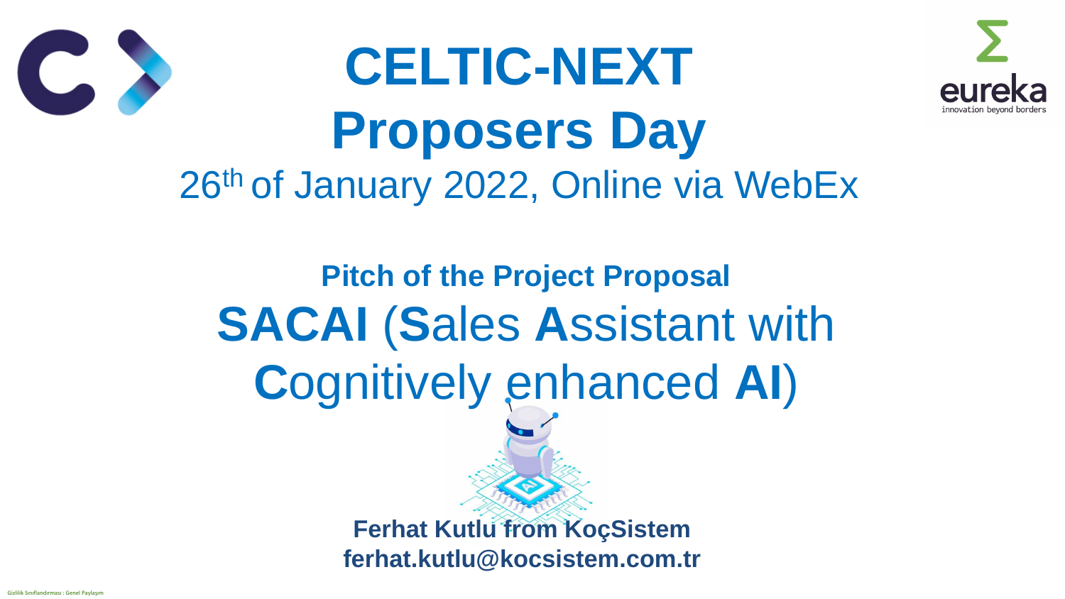# CELTIC-NEXT Proposers Day

26th of January 2022, Online via WebEx

## Pitch of the Project Proposal

## **SACAI** (**S**ales **A**ssistant with **C**ognitively enhanced **AI**)

**Ferhat Kutlu from KoçSistem**
**ferhat.kutlu@kocsistem.com.tr**

Gizlilik Sınıflandırması : Genel Paylaşım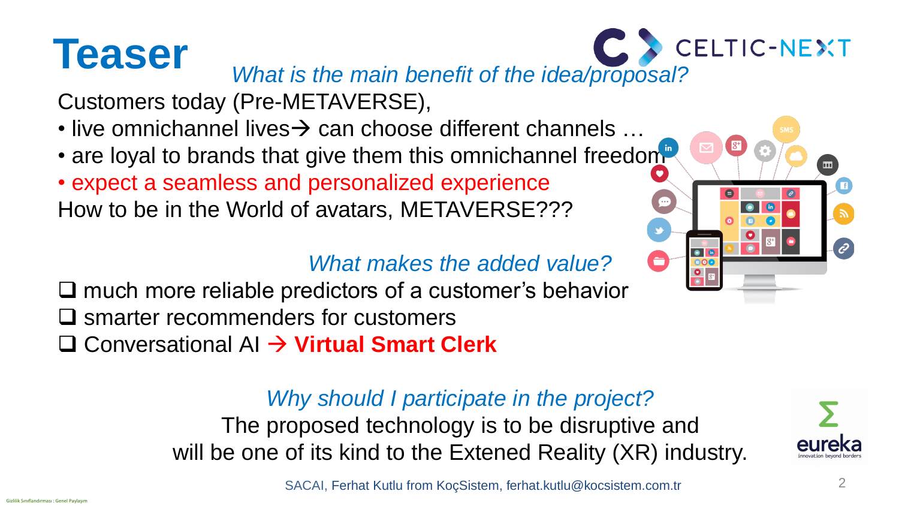# Teaser

*What is the main benefit of the idea/proposal?*

Customers today (Pre-METAVERSE),

- live omnichannel lives→ can choose different channels …
- are loyal to brands that give them this omnichannel freedom
- expect a seamless and personalized experience

How to be in the World of avatars, METAVERSE???

*What makes the added value?*

- ❑ much more reliable predictors of a customer's behavior
- ❑ smarter recommenders for customers
- ❑ Conversational AI → **Virtual Smart Clerk**

*Why should I participate in the project?*

The proposed technology is to be disruptive and will be one of its kind to the Extened Reality (XR) industry.

SACAI, Ferhat Kutlu from KoçSistem, ferhat.kutlu@kocsistem.com.tr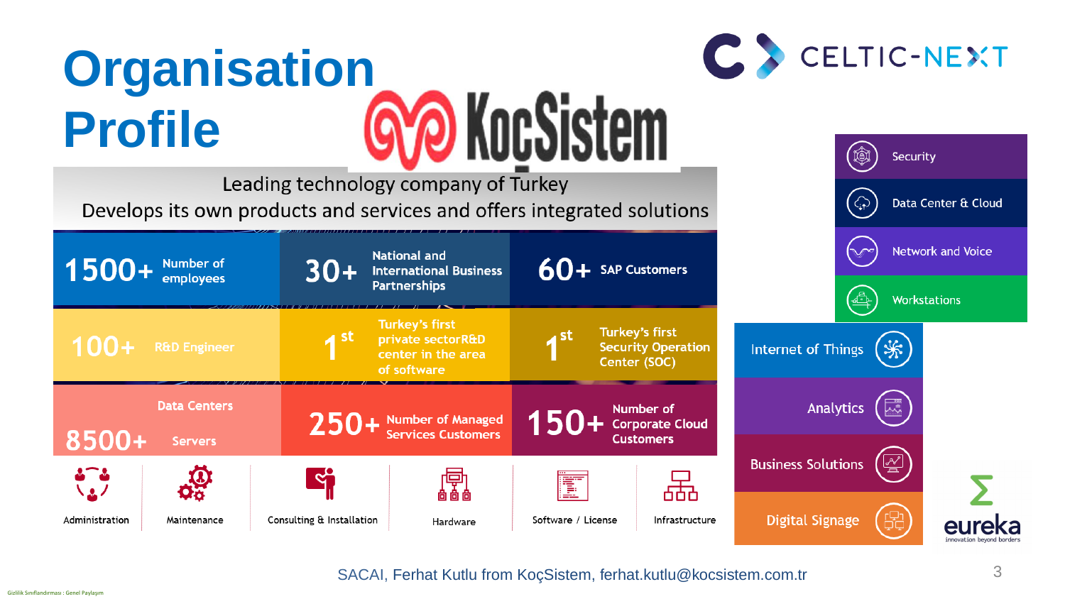# Organisation Profile

**KoçSistem**

Leading technology company of Turkey

Develops its own products and services and offers integrated solutions

| | | |
|---|---|---|
| **1500+** Number of employees | **30+** National and International Business Partnerships | **60+** SAP Customers |
| **100+** R&D Engineer | **1st** Turkey's first private sector R&D center in the area of software | **1st** Turkey's first Security Operation Center (SOC) |
| **8500+** Data Centers Servers | **250+** Number of Managed Services Customers | **150+** Number of Corporate Cloud Customers |

- Administration
- Maintenance
- Consulting & Installation
- Hardware
- Software / License
- Infrastructure

- Security
- Data Center & Cloud
- Network and Voice
- Workstations
- Internet of Things
- Analytics
- Business Solutions
- Digital Signage

SACAI, Ferhat Kutlu from KoçSistem, ferhat.kutlu@kocsistem.com.tr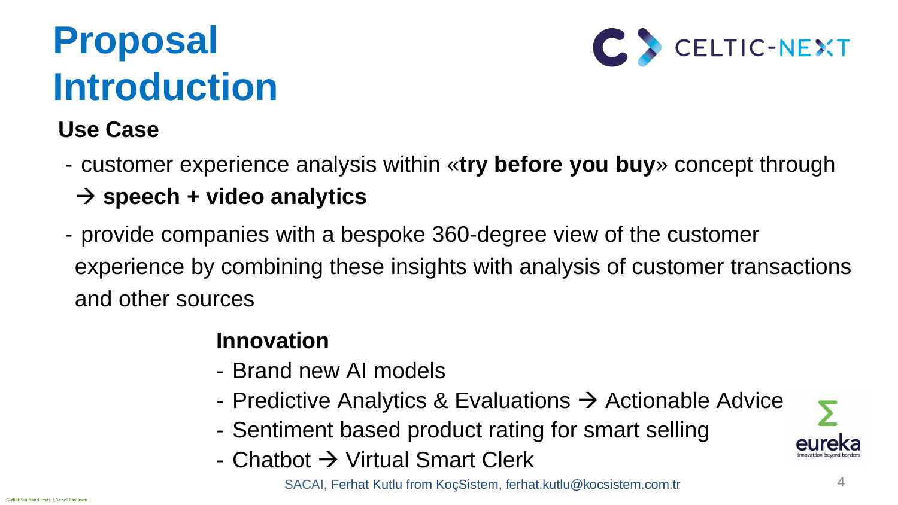# Proposal Introduction

## Use Case

- customer experience analysis within «**try before you buy**» concept through
  → **speech + video analytics**
- provide companies with a bespoke 360-degree view of the customer experience by combining these insights with analysis of customer transactions and other sources

## Innovation

- Brand new AI models
- Predictive Analytics & Evaluations → Actionable Advice
- Sentiment based product rating for smart selling
- Chatbot → Virtual Smart Clerk

SACAI, Ferhat Kutlu from KoçSistem, ferhat.kutlu@kocsistem.com.tr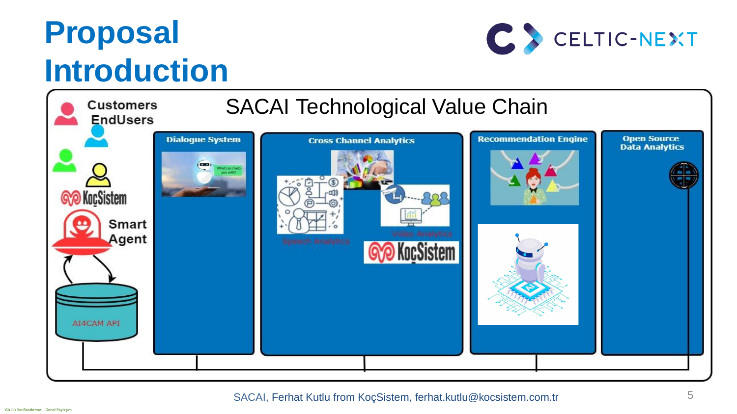# Proposal Introduction

## SACAI Technological Value Chain

Customers EndUsers

KoçSistem

Smart Agent

AI4CAM API

**Dialogue System**

What can i help you with?

**Cross Channel Analytics**

Speech Analytics

Video Analytics

KoçSistem

**Recommendation Engine**

**Open Source Data Analytics**

SACAI, Ferhat Kutlu from KoçSistem, ferhat.kutlu@kocsistem.com.tr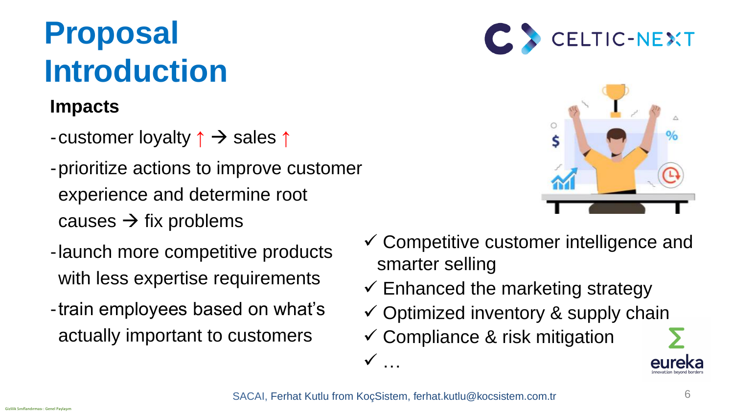# Proposal Introduction

### Impacts

- customer loyalty ↑ → sales ↑
- prioritize actions to improve customer experience and determine root causes → fix problems
- launch more competitive products with less expertise requirements
- train employees based on what's actually important to customers

✓ Competitive customer intelligence and smarter selling
✓ Enhanced the marketing strategy
✓ Optimized inventory & supply chain
✓ Compliance & risk mitigation
✓ …

SACAI, Ferhat Kutlu from KoçSistem, ferhat.kutlu@kocsistem.com.tr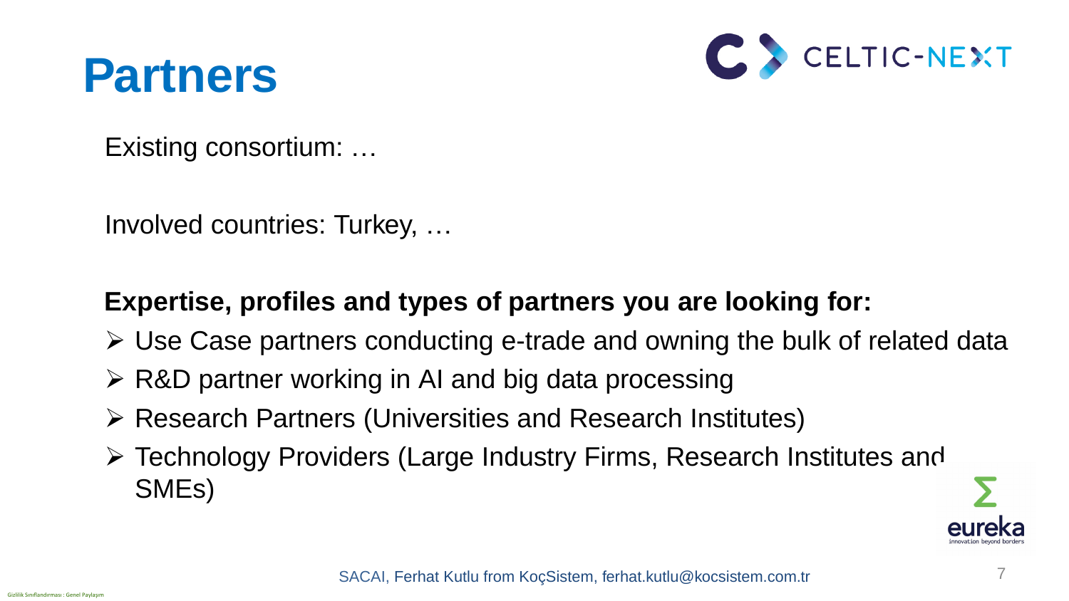# Partners

Existing consortium: …

Involved countries: Turkey, …

**Expertise, profiles and types of partners you are looking for:**

- Use Case partners conducting e-trade and owning the bulk of related data
- R&D partner working in AI and big data processing
- Research Partners (Universities and Research Institutes)
- Technology Providers (Large Industry Firms, Research Institutes and SMEs)

SACAI, Ferhat Kutlu from KoçSistem, ferhat.kutlu@kocsistem.com.tr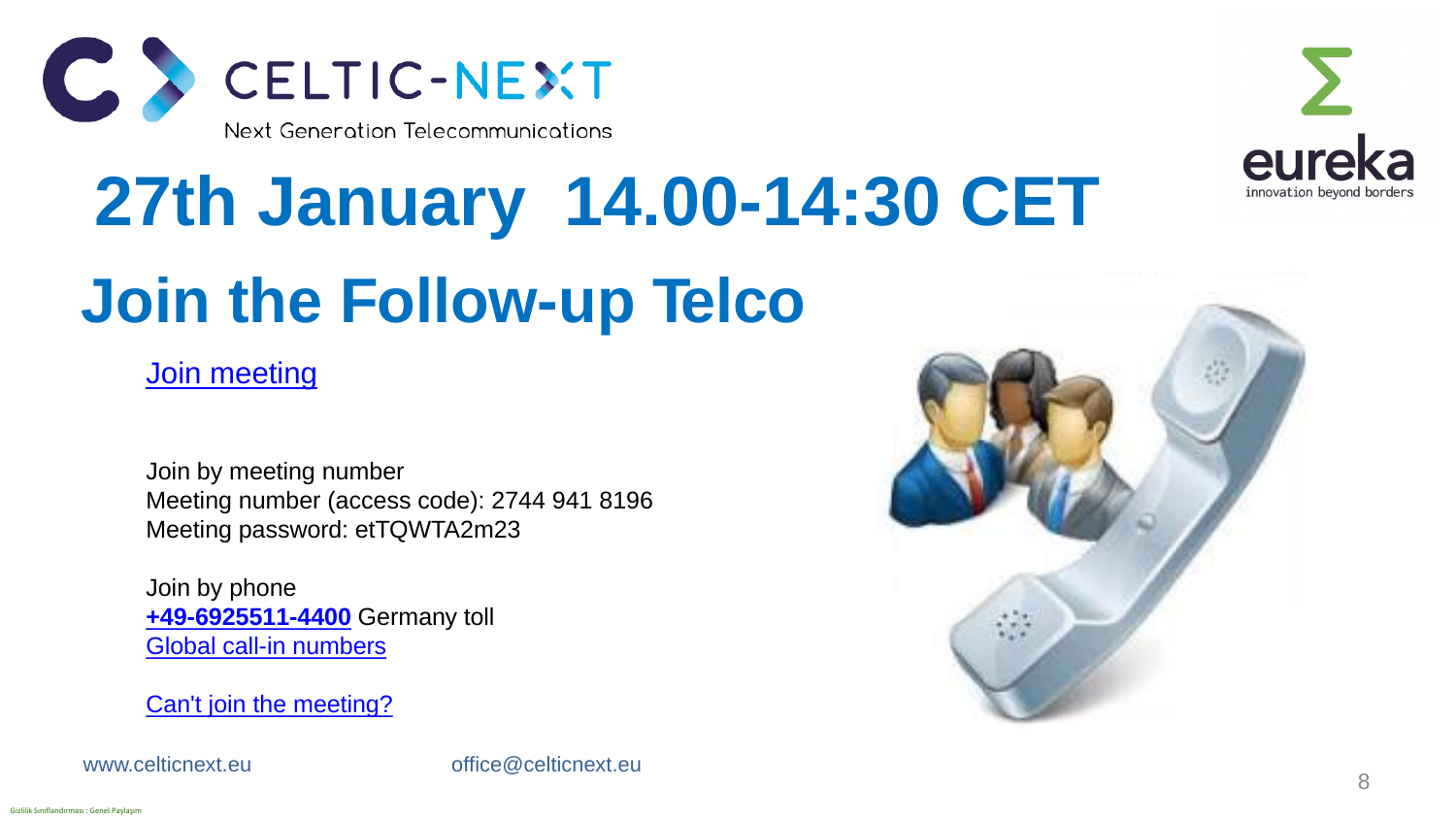# 27th January 14.00-14:30 CET

# Join the Follow-up Telco

Join meeting

Join by meeting number
Meeting number (access code): 2744 941 8196
Meeting password: etTQWTA2m23

Join by phone
**+49-6925511-4400** Germany toll
Global call-in numbers

Can't join the meeting?

www.celticnext.eu office@celticnext.eu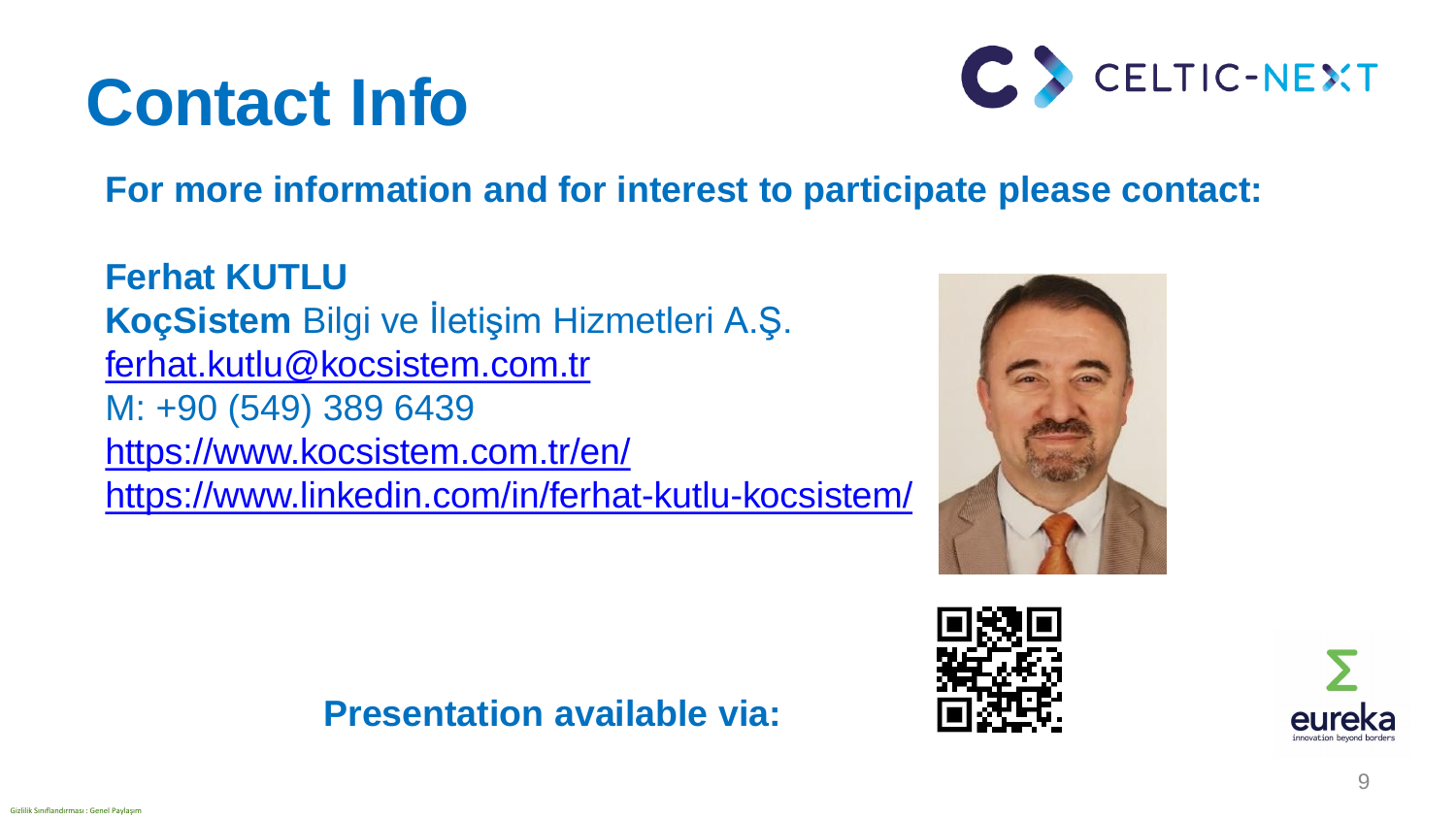# Contact Info

**For more information and for interest to participate please contact:**

**Ferhat KUTLU**
**KoçSistem** Bilgi ve İletişim Hizmetleri A.Ş.
ferhat.kutlu@kocsistem.com.tr
M: +90 (549) 389 6439
https://www.kocsistem.com.tr/en/
https://www.linkedin.com/in/ferhat-kutlu-kocsistem/

**Presentation available via:**

Gizlilik Sınıflandırması : Genel Paylaşım